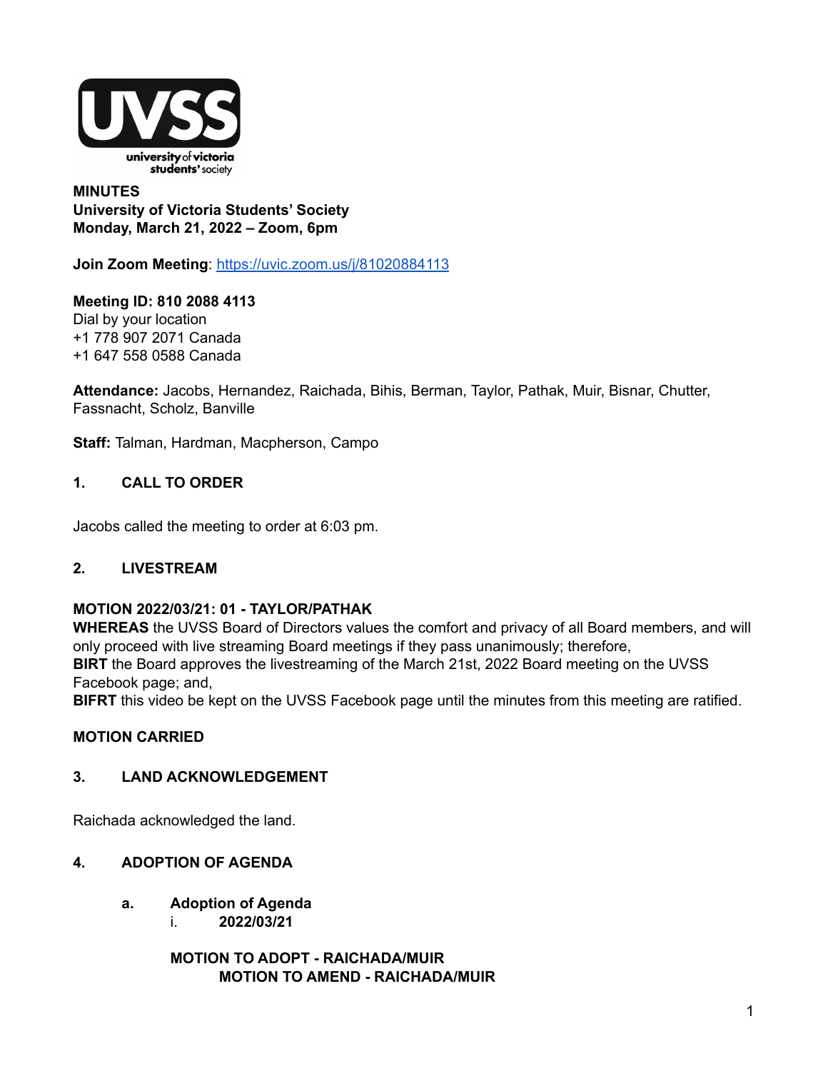**MINUTES**
**University of Victoria Students' Society**
**Monday, March 21, 2022 – Zoom, 6pm**

**Join Zoom Meeting**: https://uvic.zoom.us/j/81020884113

**Meeting ID: 810 2088 4113**
Dial by your location
+1 778 907 2071 Canada
+1 647 558 0588 Canada

**Attendance:** Jacobs, Hernandez, Raichada, Bihis, Berman, Taylor, Pathak, Muir, Bisnar, Chutter, Fassnacht, Scholz, Banville

**Staff:** Talman, Hardman, Macpherson, Campo

## 1. CALL TO ORDER

Jacobs called the meeting to order at 6:03 pm.

## 2. LIVESTREAM

**MOTION 2022/03/21: 01 - TAYLOR/PATHAK**
**WHEREAS** the UVSS Board of Directors values the comfort and privacy of all Board members, and will only proceed with live streaming Board meetings if they pass unanimously; therefore,
**BIRT** the Board approves the livestreaming of the March 21st, 2022 Board meeting on the UVSS Facebook page; and,
**BIFRT** this video be kept on the UVSS Facebook page until the minutes from this meeting are ratified.

**MOTION CARRIED**

## 3. LAND ACKNOWLEDGEMENT

Raichada acknowledged the land.

## 4. ADOPTION OF AGENDA

### a. Adoption of Agenda

i. **2022/03/21**

**MOTION TO ADOPT - RAICHADA/MUIR**
**MOTION TO AMEND - RAICHADA/MUIR**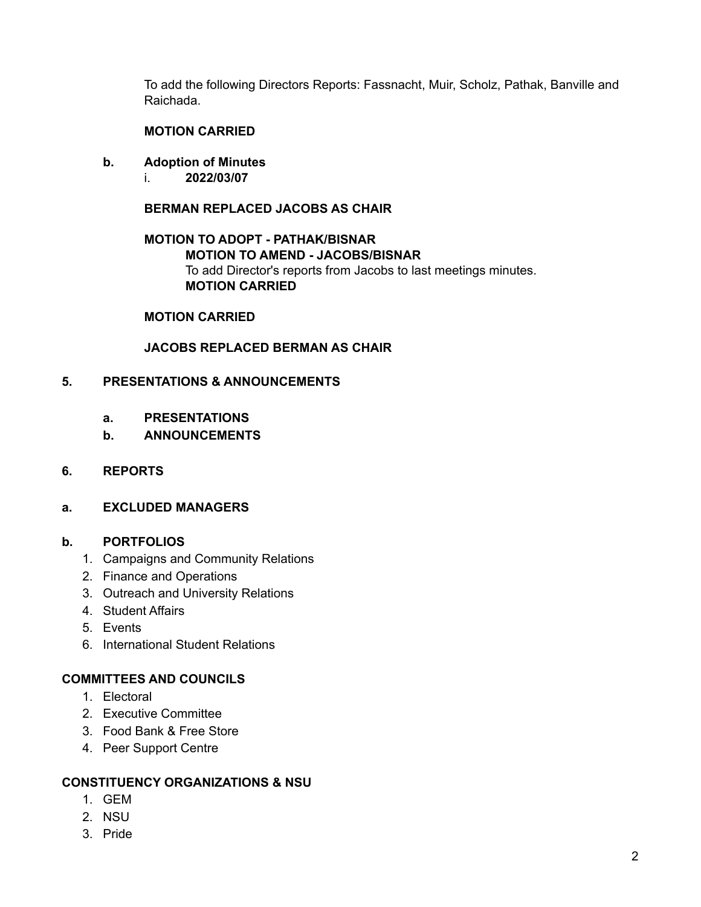To add the following Directors Reports: Fassnacht, Muir, Scholz, Pathak, Banville and Raichada.

**MOTION CARRIED**

**b. Adoption of Minutes**

i. **2022/03/07**

**BERMAN REPLACED JACOBS AS CHAIR**

**MOTION TO ADOPT - PATHAK/BISNAR**

> **MOTION TO AMEND - JACOBS/BISNAR**
> To add Director's reports from Jacobs to last meetings minutes.
> **MOTION CARRIED**

**MOTION CARRIED**

**JACOBS REPLACED BERMAN AS CHAIR**

## 5. PRESENTATIONS & ANNOUNCEMENTS

### a. PRESENTATIONS

### b. ANNOUNCEMENTS

## 6. REPORTS

### a. EXCLUDED MANAGERS

### b. PORTFOLIOS

1. Campaigns and Community Relations
2. Finance and Operations
3. Outreach and University Relations
4. Student Affairs
5. Events
6. International Student Relations

### COMMITTEES AND COUNCILS

1. Electoral
2. Executive Committee
3. Food Bank & Free Store
4. Peer Support Centre

### CONSTITUENCY ORGANIZATIONS & NSU

1. GEM
2. NSU
3. Pride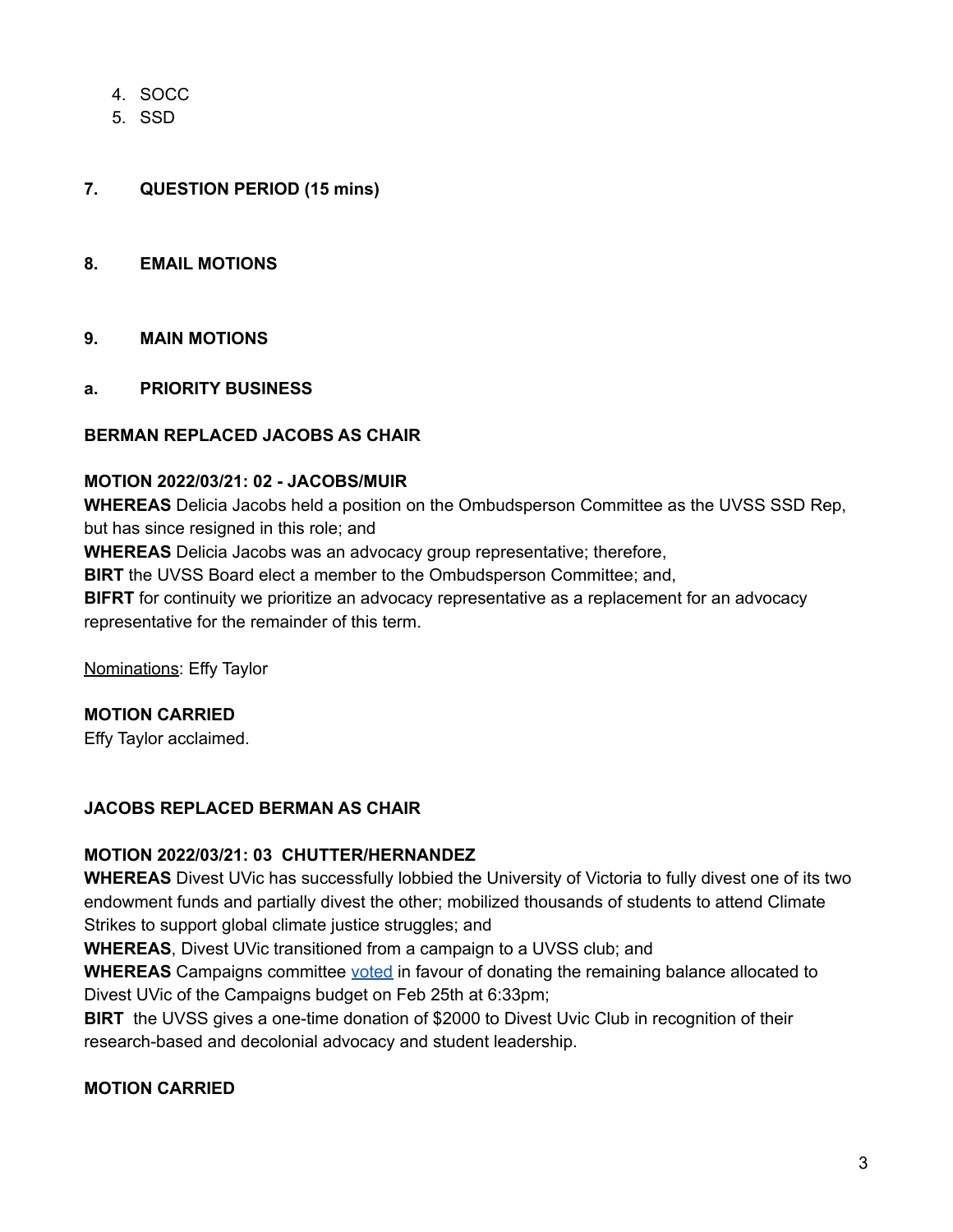4. SOCC
5. SSD

**7. QUESTION PERIOD (15 mins)**

**8. EMAIL MOTIONS**

**9. MAIN MOTIONS**

**a. PRIORITY BUSINESS**

**BERMAN REPLACED JACOBS AS CHAIR**

**MOTION 2022/03/21: 02 - JACOBS/MUIR**
**WHEREAS** Delicia Jacobs held a position on the Ombudsperson Committee as the UVSS SSD Rep, but has since resigned in this role; and
**WHEREAS** Delicia Jacobs was an advocacy group representative; therefore,
**BIRT** the UVSS Board elect a member to the Ombudsperson Committee; and,
**BIFRT** for continuity we prioritize an advocacy representative as a replacement for an advocacy representative for the remainder of this term.

Nominations: Effy Taylor

**MOTION CARRIED**
Effy Taylor acclaimed.

**JACOBS REPLACED BERMAN AS CHAIR**

**MOTION 2022/03/21: 03 CHUTTER/HERNANDEZ**
**WHEREAS** Divest UVic has successfully lobbied the University of Victoria to fully divest one of its two endowment funds and partially divest the other; mobilized thousands of students to attend Climate Strikes to support global climate justice struggles; and
**WHEREAS**, Divest UVic transitioned from a campaign to a UVSS club; and
**WHEREAS** Campaigns committee voted in favour of donating the remaining balance allocated to Divest UVic of the Campaigns budget on Feb 25th at 6:33pm;
**BIRT** the UVSS gives a one-time donation of $2000 to Divest Uvic Club in recognition of their research-based and decolonial advocacy and student leadership.

**MOTION CARRIED**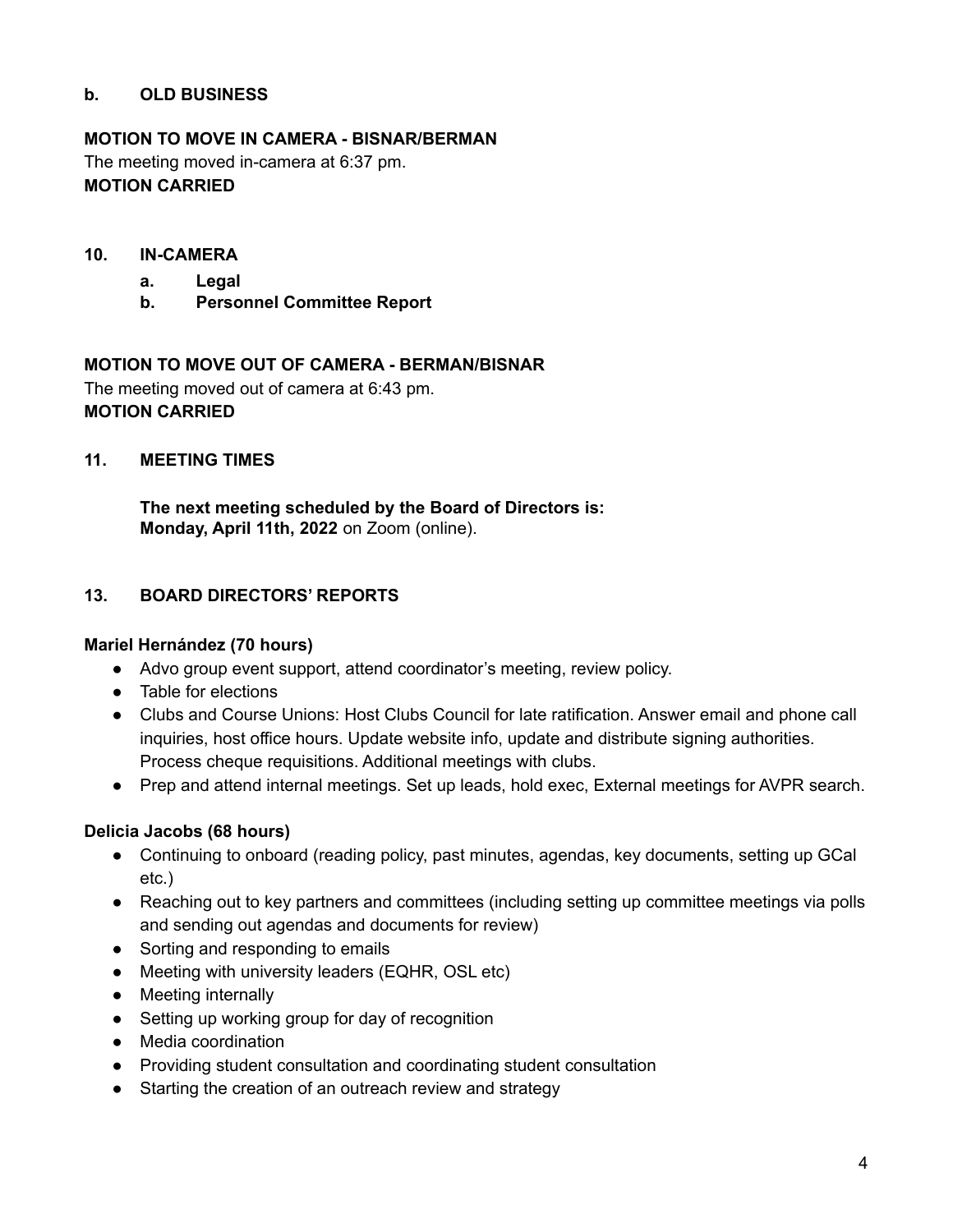**b. OLD BUSINESS**

**MOTION TO MOVE IN CAMERA - BISNAR/BERMAN**
The meeting moved in-camera at 6:37 pm.
**MOTION CARRIED**

## 10. IN-CAMERA

- **a. Legal**
- **b. Personnel Committee Report**

**MOTION TO MOVE OUT OF CAMERA - BERMAN/BISNAR**
The meeting moved out of camera at 6:43 pm.
**MOTION CARRIED**

## 11. MEETING TIMES

**The next meeting scheduled by the Board of Directors is:**
**Monday, April 11th, 2022** on Zoom (online).

## 13. BOARD DIRECTORS' REPORTS

**Mariel Hernández (70 hours)**

- Advo group event support, attend coordinator's meeting, review policy.
- Table for elections
- Clubs and Course Unions: Host Clubs Council for late ratification. Answer email and phone call inquiries, host office hours. Update website info, update and distribute signing authorities. Process cheque requisitions. Additional meetings with clubs.
- Prep and attend internal meetings. Set up leads, hold exec, External meetings for AVPR search.

**Delicia Jacobs (68 hours)**

- Continuing to onboard (reading policy, past minutes, agendas, key documents, setting up GCal etc.)
- Reaching out to key partners and committees (including setting up committee meetings via polls and sending out agendas and documents for review)
- Sorting and responding to emails
- Meeting with university leaders (EQHR, OSL etc)
- Meeting internally
- Setting up working group for day of recognition
- Media coordination
- Providing student consultation and coordinating student consultation
- Starting the creation of an outreach review and strategy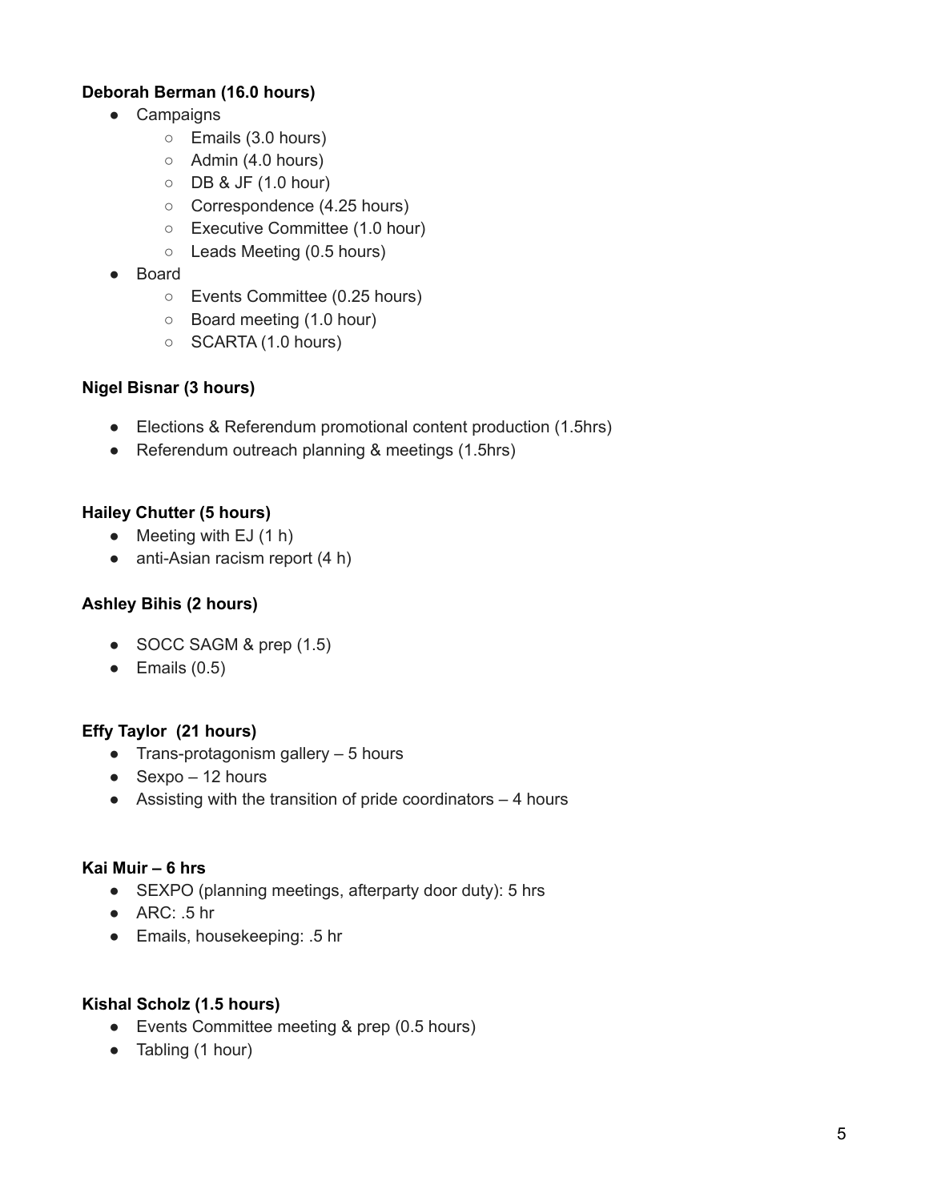**Deborah Berman (16.0 hours)**

- Campaigns
    - Emails (3.0 hours)
    - Admin (4.0 hours)
    - DB & JF (1.0 hour)
    - Correspondence (4.25 hours)
    - Executive Committee (1.0 hour)
    - Leads Meeting (0.5 hours)
- Board
    - Events Committee (0.25 hours)
    - Board meeting (1.0 hour)
    - SCARTA (1.0 hours)

**Nigel Bisnar (3 hours)**

- Elections & Referendum promotional content production (1.5hrs)
- Referendum outreach planning & meetings (1.5hrs)

**Hailey Chutter (5 hours)**

- Meeting with EJ (1 h)
- anti-Asian racism report (4 h)

**Ashley Bihis (2 hours)**

- SOCC SAGM & prep (1.5)
- Emails (0.5)

**Effy Taylor (21 hours)**

- Trans-protagonism gallery – 5 hours
- Sexpo – 12 hours
- Assisting with the transition of pride coordinators – 4 hours

**Kai Muir – 6 hrs**

- SEXPO (planning meetings, afterparty door duty): 5 hrs
- ARC: .5 hr
- Emails, housekeeping: .5 hr

**Kishal Scholz (1.5 hours)**

- Events Committee meeting & prep (0.5 hours)
- Tabling (1 hour)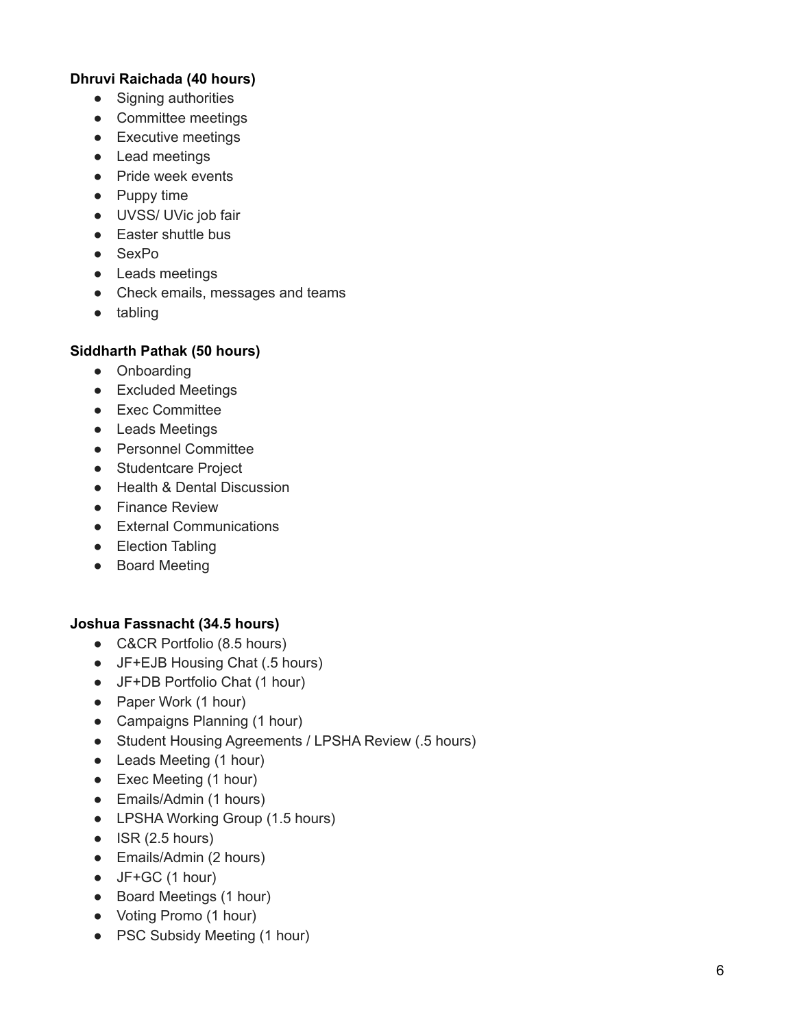**Dhruvi Raichada (40 hours)**

- Signing authorities
- Committee meetings
- Executive meetings
- Lead meetings
- Pride week events
- Puppy time
- UVSS/ UVic job fair
- Easter shuttle bus
- SexPo
- Leads meetings
- Check emails, messages and teams
- tabling

**Siddharth Pathak (50 hours)**

- Onboarding
- Excluded Meetings
- Exec Committee
- Leads Meetings
- Personnel Committee
- Studentcare Project
- Health & Dental Discussion
- Finance Review
- External Communications
- Election Tabling
- Board Meeting

**Joshua Fassnacht (34.5 hours)**

- C&CR Portfolio (8.5 hours)
- JF+EJB Housing Chat (.5 hours)
- JF+DB Portfolio Chat (1 hour)
- Paper Work (1 hour)
- Campaigns Planning (1 hour)
- Student Housing Agreements / LPSHA Review (.5 hours)
- Leads Meeting (1 hour)
- Exec Meeting (1 hour)
- Emails/Admin (1 hours)
- LPSHA Working Group (1.5 hours)
- ISR (2.5 hours)
- Emails/Admin (2 hours)
- JF+GC (1 hour)
- Board Meetings (1 hour)
- Voting Promo (1 hour)
- PSC Subsidy Meeting (1 hour)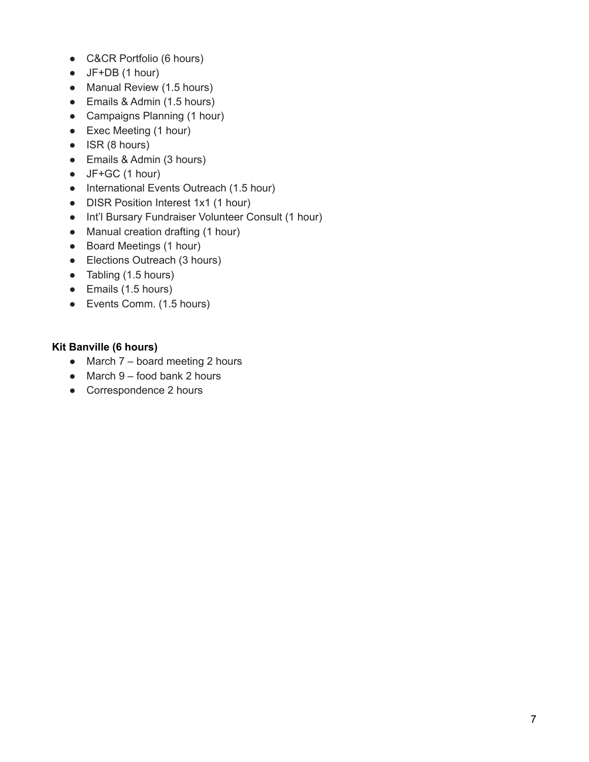- C&CR Portfolio (6 hours)
- JF+DB (1 hour)
- Manual Review (1.5 hours)
- Emails & Admin (1.5 hours)
- Campaigns Planning (1 hour)
- Exec Meeting (1 hour)
- ISR (8 hours)
- Emails & Admin (3 hours)
- JF+GC (1 hour)
- International Events Outreach (1.5 hour)
- DISR Position Interest 1x1 (1 hour)
- Int'l Bursary Fundraiser Volunteer Consult (1 hour)
- Manual creation drafting (1 hour)
- Board Meetings (1 hour)
- Elections Outreach (3 hours)
- Tabling (1.5 hours)
- Emails (1.5 hours)
- Events Comm. (1.5 hours)

**Kit Banville (6 hours)**

- March 7 – board meeting 2 hours
- March 9 – food bank 2 hours
- Correspondence 2 hours